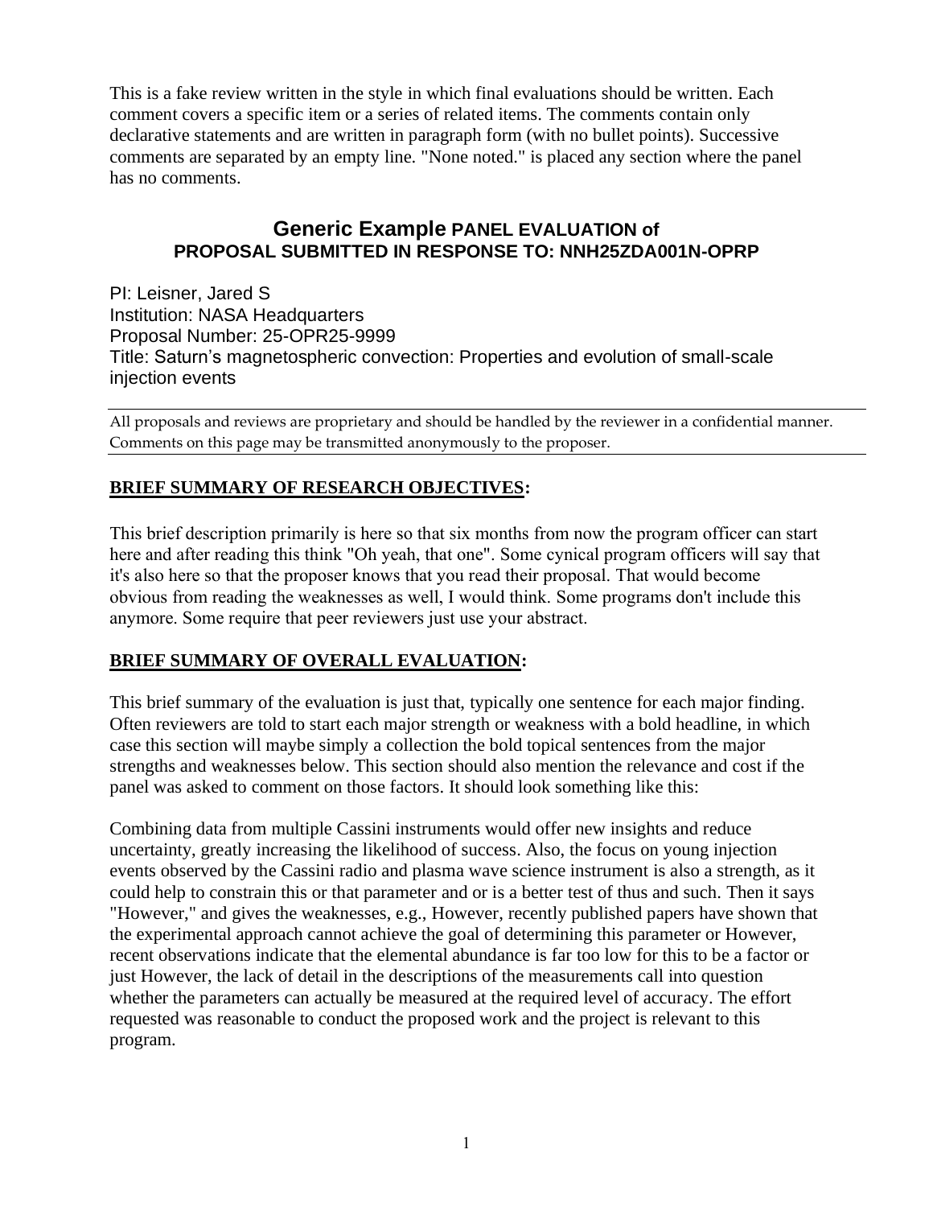This is a fake review written in the style in which final evaluations should be written. Each comment covers a specific item or a series of related items. The comments contain only declarative statements and are written in paragraph form (with no bullet points). Successive comments are separated by an empty line. "None noted." is placed any section where the panel has no comments.

# Generic Example PANEL EVALUATION of PROPOSAL SUBMITTED IN RESPONSE TO: NNH25ZDA001N-OPRP

PI: Leisner, Jared S
Institution: NASA Headquarters
Proposal Number: 25-OPR25-9999
Title: Saturn's magnetospheric convection: Properties and evolution of small-scale injection events

All proposals and reviews are proprietary and should be handled by the reviewer in a confidential manner. Comments on this page may be transmitted anonymously to the proposer.

## BRIEF SUMMARY OF RESEARCH OBJECTIVES:

This brief description primarily is here so that six months from now the program officer can start here and after reading this think "Oh yeah, that one". Some cynical program officers will say that it's also here so that the proposer knows that you read their proposal. That would become obvious from reading the weaknesses as well, I would think. Some programs don't include this anymore. Some require that peer reviewers just use your abstract.

## BRIEF SUMMARY OF OVERALL EVALUATION:

This brief summary of the evaluation is just that, typically one sentence for each major finding. Often reviewers are told to start each major strength or weakness with a bold headline, in which case this section will maybe simply a collection the bold topical sentences from the major strengths and weaknesses below. This section should also mention the relevance and cost if the panel was asked to comment on those factors. It should look something like this:

Combining data from multiple Cassini instruments would offer new insights and reduce uncertainty, greatly increasing the likelihood of success. Also, the focus on young injection events observed by the Cassini radio and plasma wave science instrument is also a strength, as it could help to constrain this or that parameter and or is a better test of thus and such. Then it says "However," and gives the weaknesses, e.g., However, recently published papers have shown that the experimental approach cannot achieve the goal of determining this parameter or However, recent observations indicate that the elemental abundance is far too low for this to be a factor or just However, the lack of detail in the descriptions of the measurements call into question whether the parameters can actually be measured at the required level of accuracy. The effort requested was reasonable to conduct the proposed work and the project is relevant to this program.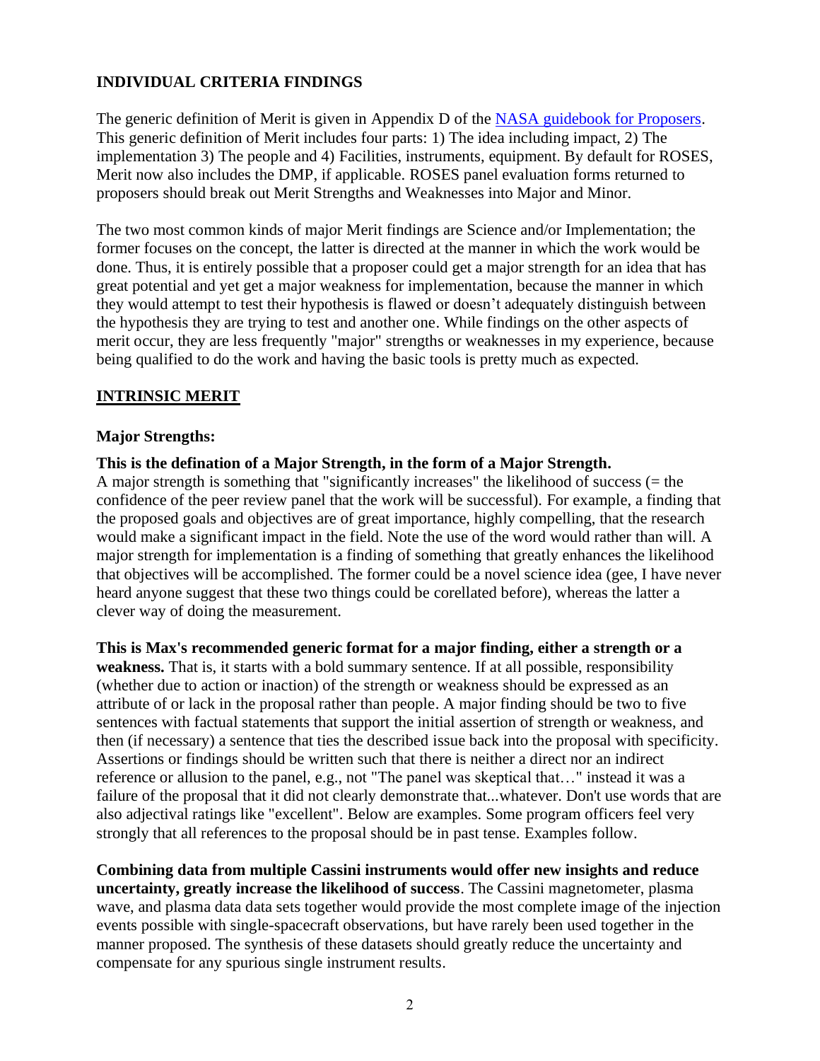## INDIVIDUAL CRITERIA FINDINGS

The generic definition of Merit is given in Appendix D of the [NASA guidebook for Proposers](). This generic definition of Merit includes four parts: 1) The idea including impact, 2) The implementation 3) The people and 4) Facilities, instruments, equipment. By default for ROSES, Merit now also includes the DMP, if applicable. ROSES panel evaluation forms returned to proposers should break out Merit Strengths and Weaknesses into Major and Minor.

The two most common kinds of major Merit findings are Science and/or Implementation; the former focuses on the concept, the latter is directed at the manner in which the work would be done. Thus, it is entirely possible that a proposer could get a major strength for an idea that has great potential and yet get a major weakness for implementation, because the manner in which they would attempt to test their hypothesis is flawed or doesn't adequately distinguish between the hypothesis they are trying to test and another one. While findings on the other aspects of merit occur, they are less frequently "major" strengths or weaknesses in my experience, because being qualified to do the work and having the basic tools is pretty much as expected.

## INTRINSIC MERIT

### Major Strengths:

**This is the defination of a Major Strength, in the form of a Major Strength.**
A major strength is something that "significantly increases" the likelihood of success (= the confidence of the peer review panel that the work will be successful). For example, a finding that the proposed goals and objectives are of great importance, highly compelling, that the research would make a significant impact in the field. Note the use of the word would rather than will. A major strength for implementation is a finding of something that greatly enhances the likelihood that objectives will be accomplished. The former could be a novel science idea (gee, I have never heard anyone suggest that these two things could be corellated before), whereas the latter a clever way of doing the measurement.

**This is Max's recommended generic format for a major finding, either a strength or a weakness.** That is, it starts with a bold summary sentence. If at all possible, responsibility (whether due to action or inaction) of the strength or weakness should be expressed as an attribute of or lack in the proposal rather than people. A major finding should be two to five sentences with factual statements that support the initial assertion of strength or weakness, and then (if necessary) a sentence that ties the described issue back into the proposal with specificity. Assertions or findings should be written such that there is neither a direct nor an indirect reference or allusion to the panel, e.g., not "The panel was skeptical that…" instead it was a failure of the proposal that it did not clearly demonstrate that...whatever. Don't use words that are also adjectival ratings like "excellent". Below are examples. Some program officers feel very strongly that all references to the proposal should be in past tense. Examples follow.

**Combining data from multiple Cassini instruments would offer new insights and reduce uncertainty, greatly increase the likelihood of success**. The Cassini magnetometer, plasma wave, and plasma data data sets together would provide the most complete image of the injection events possible with single-spacecraft observations, but have rarely been used together in the manner proposed. The synthesis of these datasets should greatly reduce the uncertainty and compensate for any spurious single instrument results.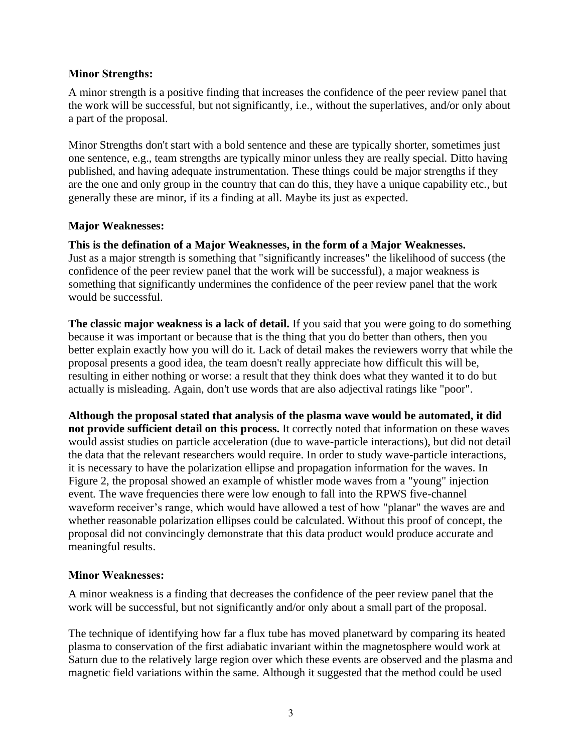**Minor Strengths:**

A minor strength is a positive finding that increases the confidence of the peer review panel that the work will be successful, but not significantly, i.e., without the superlatives, and/or only about a part of the proposal.

Minor Strengths don't start with a bold sentence and these are typically shorter, sometimes just one sentence, e.g., team strengths are typically minor unless they are really special. Ditto having published, and having adequate instrumentation. These things could be major strengths if they are the one and only group in the country that can do this, they have a unique capability etc., but generally these are minor, if its a finding at all. Maybe its just as expected.

**Major Weaknesses:**

**This is the defination of a Major Weaknesses, in the form of a Major Weaknesses.** Just as a major strength is something that "significantly increases" the likelihood of success (the confidence of the peer review panel that the work will be successful), a major weakness is something that significantly undermines the confidence of the peer review panel that the work would be successful.

**The classic major weakness is a lack of detail.** If you said that you were going to do something because it was important or because that is the thing that you do better than others, then you better explain exactly how you will do it. Lack of detail makes the reviewers worry that while the proposal presents a good idea, the team doesn't really appreciate how difficult this will be, resulting in either nothing or worse: a result that they think does what they wanted it to do but actually is misleading. Again, don't use words that are also adjectival ratings like "poor".

**Although the proposal stated that analysis of the plasma wave would be automated, it did not provide sufficient detail on this process.** It correctly noted that information on these waves would assist studies on particle acceleration (due to wave-particle interactions), but did not detail the data that the relevant researchers would require. In order to study wave-particle interactions, it is necessary to have the polarization ellipse and propagation information for the waves. In Figure 2, the proposal showed an example of whistler mode waves from a "young" injection event. The wave frequencies there were low enough to fall into the RPWS five-channel waveform receiver's range, which would have allowed a test of how "planar" the waves are and whether reasonable polarization ellipses could be calculated. Without this proof of concept, the proposal did not convincingly demonstrate that this data product would produce accurate and meaningful results.

**Minor Weaknesses:**

A minor weakness is a finding that decreases the confidence of the peer review panel that the work will be successful, but not significantly and/or only about a small part of the proposal.

The technique of identifying how far a flux tube has moved planetward by comparing its heated plasma to conservation of the first adiabatic invariant within the magnetosphere would work at Saturn due to the relatively large region over which these events are observed and the plasma and magnetic field variations within the same. Although it suggested that the method could be used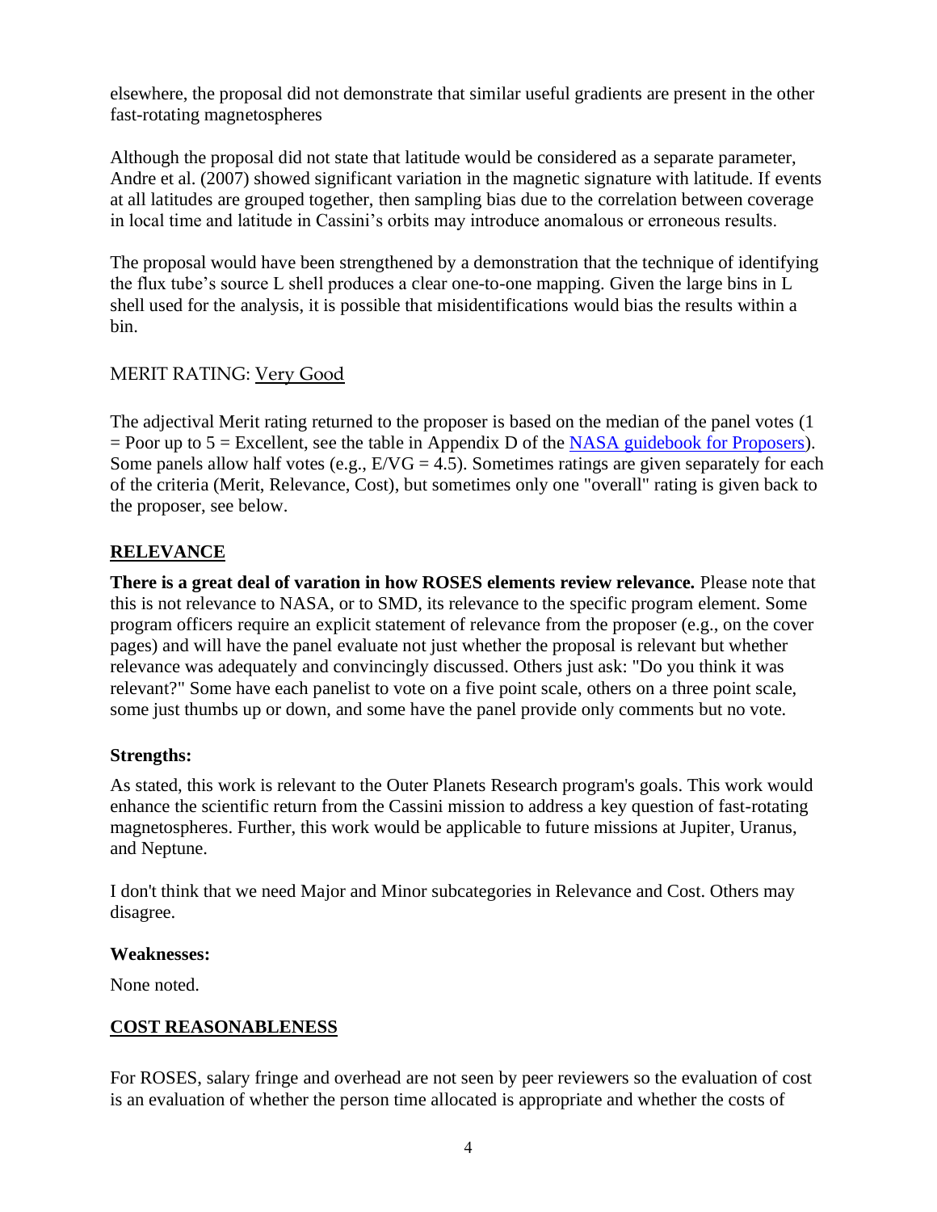elsewhere, the proposal did not demonstrate that similar useful gradients are present in the other fast-rotating magnetospheres

Although the proposal did not state that latitude would be considered as a separate parameter, Andre et al. (2007) showed significant variation in the magnetic signature with latitude. If events at all latitudes are grouped together, then sampling bias due to the correlation between coverage in local time and latitude in Cassini's orbits may introduce anomalous or erroneous results.

The proposal would have been strengthened by a demonstration that the technique of identifying the flux tube's source L shell produces a clear one-to-one mapping. Given the large bins in L shell used for the analysis, it is possible that misidentifications would bias the results within a bin.

MERIT RATING: Very Good

The adjectival Merit rating returned to the proposer is based on the median of the panel votes (1 = Poor up to 5 = Excellent, see the table in Appendix D of the [NASA guidebook for Proposers](NASA guidebook for Proposers)). Some panels allow half votes (e.g., E/VG = 4.5). Sometimes ratings are given separately for each of the criteria (Merit, Relevance, Cost), but sometimes only one "overall" rating is given back to the proposer, see below.

## RELEVANCE

**There is a great deal of varation in how ROSES elements review relevance.** Please note that this is not relevance to NASA, or to SMD, its relevance to the specific program element. Some program officers require an explicit statement of relevance from the proposer (e.g., on the cover pages) and will have the panel evaluate not just whether the proposal is relevant but whether relevance was adequately and convincingly discussed. Others just ask: "Do you think it was relevant?" Some have each panelist to vote on a five point scale, others on a three point scale, some just thumbs up or down, and some have the panel provide only comments but no vote.

### Strengths:

As stated, this work is relevant to the Outer Planets Research program's goals. This work would enhance the scientific return from the Cassini mission to address a key question of fast-rotating magnetospheres. Further, this work would be applicable to future missions at Jupiter, Uranus, and Neptune.

I don't think that we need Major and Minor subcategories in Relevance and Cost. Others may disagree.

### Weaknesses:

None noted.

## COST REASONABLENESS

For ROSES, salary fringe and overhead are not seen by peer reviewers so the evaluation of cost is an evaluation of whether the person time allocated is appropriate and whether the costs of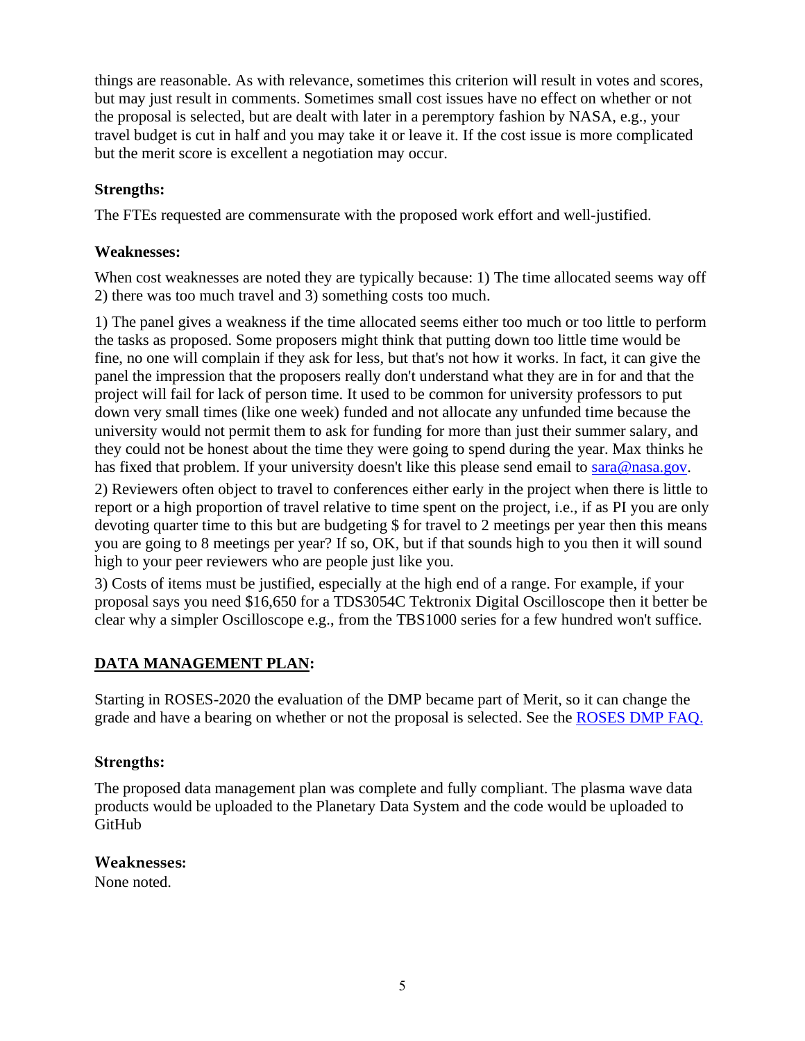things are reasonable. As with relevance, sometimes this criterion will result in votes and scores, but may just result in comments. Sometimes small cost issues have no effect on whether or not the proposal is selected, but are dealt with later in a peremptory fashion by NASA, e.g., your travel budget is cut in half and you may take it or leave it. If the cost issue is more complicated but the merit score is excellent a negotiation may occur.

**Strengths:**

The FTEs requested are commensurate with the proposed work effort and well-justified.

**Weaknesses:**

When cost weaknesses are noted they are typically because: 1) The time allocated seems way off 2) there was too much travel and 3) something costs too much.

1) The panel gives a weakness if the time allocated seems either too much or too little to perform the tasks as proposed. Some proposers might think that putting down too little time would be fine, no one will complain if they ask for less, but that's not how it works. In fact, it can give the panel the impression that the proposers really don't understand what they are in for and that the project will fail for lack of person time. It used to be common for university professors to put down very small times (like one week) funded and not allocate any unfunded time because the university would not permit them to ask for funding for more than just their summer salary, and they could not be honest about the time they were going to spend during the year. Max thinks he has fixed that problem. If your university doesn't like this please send email to [sara@nasa.gov](mailto:sara@nasa.gov).

2) Reviewers often object to travel to conferences either early in the project when there is little to report or a high proportion of travel relative to time spent on the project, i.e., if as PI you are only devoting quarter time to this but are budgeting $ for travel to 2 meetings per year then this means you are going to 8 meetings per year? If so, OK, but if that sounds high to you then it will sound high to your peer reviewers who are people just like you.

3) Costs of items must be justified, especially at the high end of a range. For example, if your proposal says you need $16,650 for a TDS3054C Tektronix Digital Oscilloscope then it better be clear why a simpler Oscilloscope e.g., from the TBS1000 series for a few hundred won't suffice.

## DATA MANAGEMENT PLAN:

Starting in ROSES-2020 the evaluation of the DMP became part of Merit, so it can change the grade and have a bearing on whether or not the proposal is selected. See the [ROSES DMP FAQ.]()

**Strengths:**

The proposed data management plan was complete and fully compliant. The plasma wave data products would be uploaded to the Planetary Data System and the code would be uploaded to GitHub

**Weaknesses:**

None noted.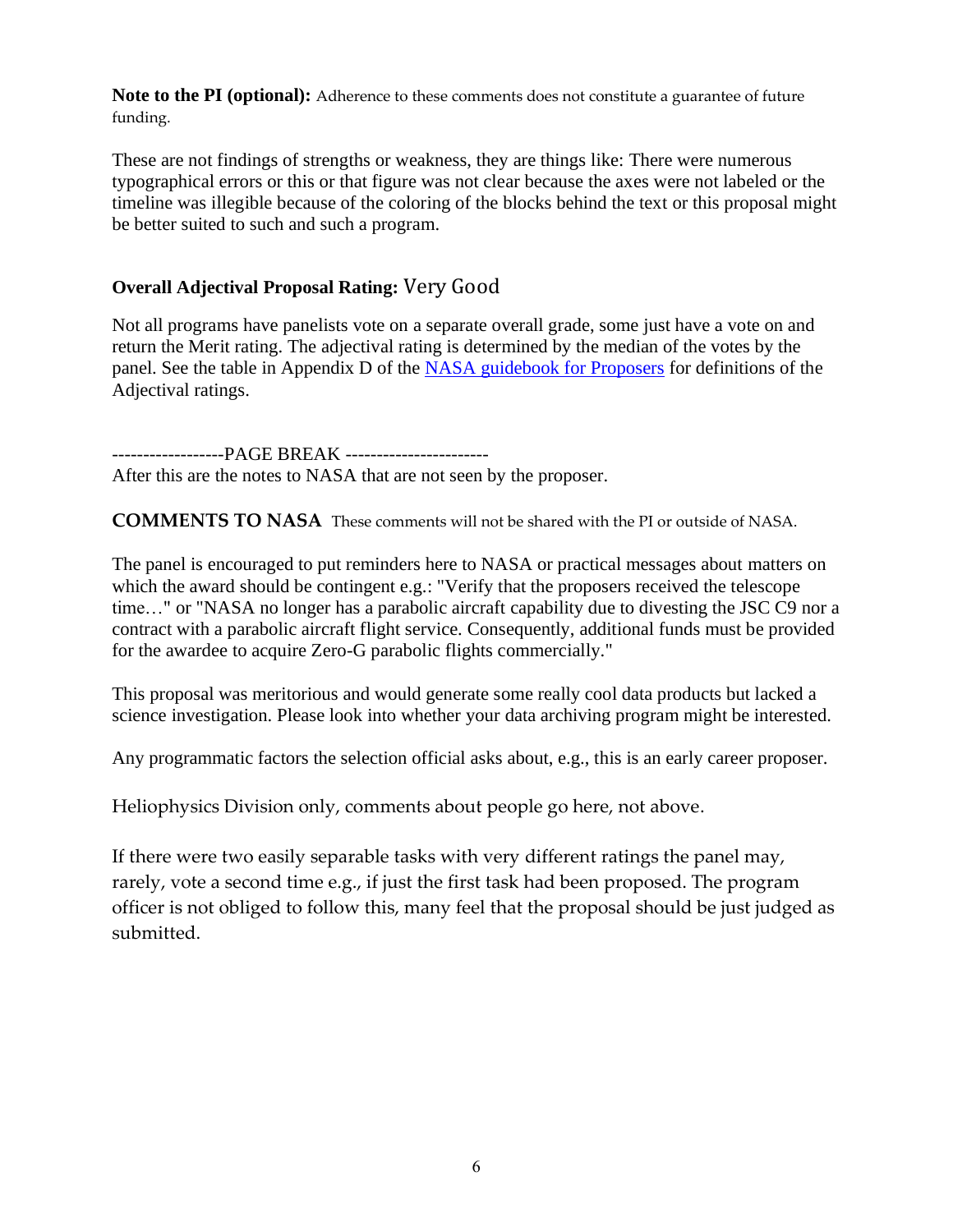**Note to the PI (optional):** Adherence to these comments does not constitute a guarantee of future funding.

These are not findings of strengths or weakness, they are things like: There were numerous typographical errors or this or that figure was not clear because the axes were not labeled or the timeline was illegible because of the coloring of the blocks behind the text or this proposal might be better suited to such and such a program.

**Overall Adjectival Proposal Rating:** Very Good

Not all programs have panelists vote on a separate overall grade, some just have a vote on and return the Merit rating. The adjectival rating is determined by the median of the votes by the panel. See the table in Appendix D of the [NASA guidebook for Proposers](#) for definitions of the Adjectival ratings.

------------------PAGE BREAK -----------------------

After this are the notes to NASA that are not seen by the proposer.

**COMMENTS TO NASA** These comments will not be shared with the PI or outside of NASA.

The panel is encouraged to put reminders here to NASA or practical messages about matters on which the award should be contingent e.g.: "Verify that the proposers received the telescope time…" or "NASA no longer has a parabolic aircraft capability due to divesting the JSC C9 nor a contract with a parabolic aircraft flight service. Consequently, additional funds must be provided for the awardee to acquire Zero-G parabolic flights commercially."

This proposal was meritorious and would generate some really cool data products but lacked a science investigation. Please look into whether your data archiving program might be interested.

Any programmatic factors the selection official asks about, e.g., this is an early career proposer.

Heliophysics Division only, comments about people go here, not above.

If there were two easily separable tasks with very different ratings the panel may, rarely, vote a second time e.g., if just the first task had been proposed. The program officer is not obliged to follow this, many feel that the proposal should be just judged as submitted.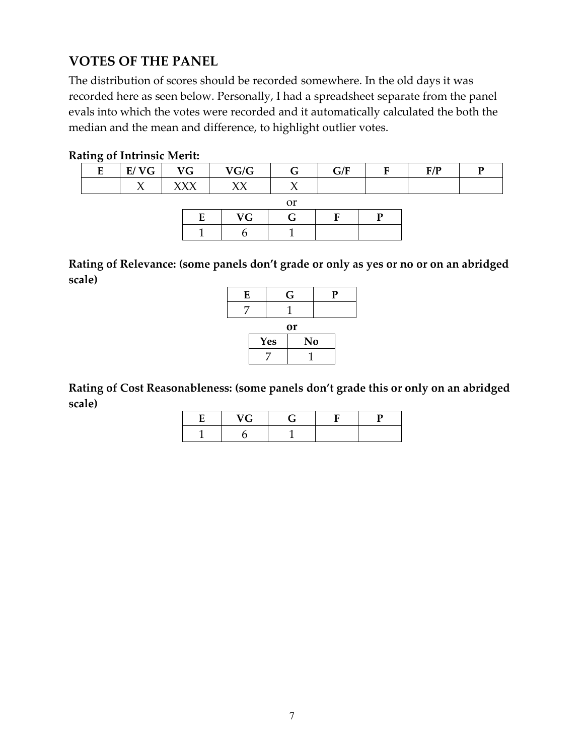## VOTES OF THE PANEL

The distribution of scores should be recorded somewhere. In the old days it was recorded here as seen below. Personally, I had a spreadsheet separate from the panel evals into which the votes were recorded and it automatically calculated the both the median and the mean and difference, to highlight outlier votes.

**Rating of Intrinsic Merit:**

| E | E/ VG | VG | VG/G | G | G/F | F | F/P | P |
|---|---|---|---|---|---|---|---|---|
| | X | XXX | XX | X | | | | |

or

| E | VG | G | F | P |
|---|---|---|---|---|
| 1 | 6 | 1 | | |

**Rating of Relevance: (some panels don't grade or only as yes or no or on an abridged scale)**

| E | G | P |
|---|---|---|
| 7 | 1 | |

**or**

| Yes | No |
|---|---|
| 7 | 1 |

**Rating of Cost Reasonableness: (some panels don't grade this or only on an abridged scale)**

| E | VG | G | F | P |
|---|---|---|---|---|
| 1 | 6 | 1 | | |